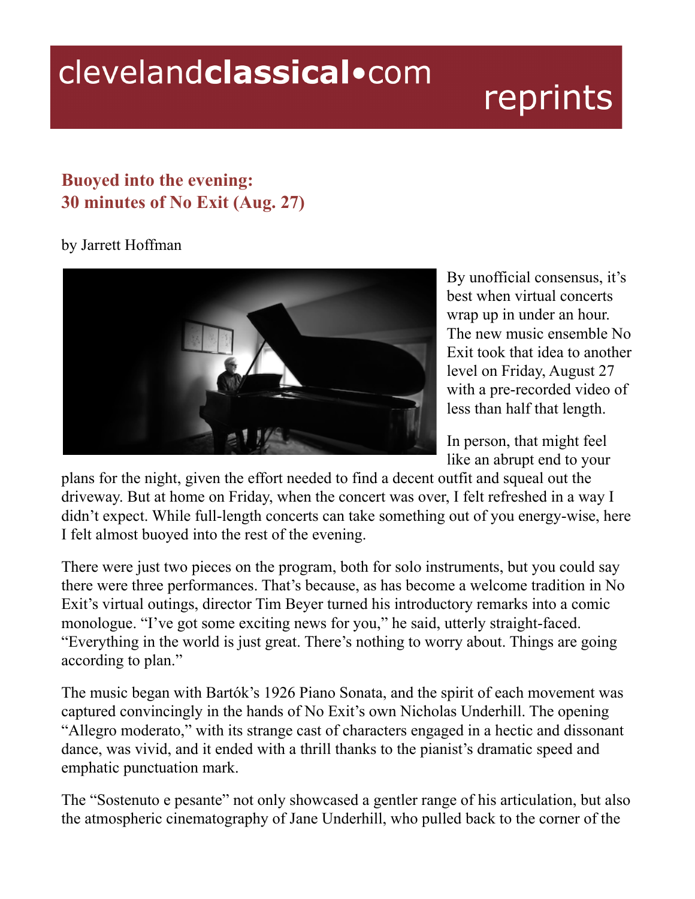# clevelandclassical•com reprints

## Buoyed into the evening: 30 minutes of No Exit (Aug. 27)

by Jarrett Hoffman

By unofficial consensus, it's best when virtual concerts wrap up in under an hour. The new music ensemble No Exit took that idea to another level on Friday, August 27 with a pre-recorded video of less than half that length.

In person, that might feel like an abrupt end to your plans for the night, given the effort needed to find a decent outfit and squeal out the driveway. But at home on Friday, when the concert was over, I felt refreshed in a way I didn't expect. While full-length concerts can take something out of you energy-wise, here I felt almost buoyed into the rest of the evening.

There were just two pieces on the program, both for solo instruments, but you could say there were three performances. That's because, as has become a welcome tradition in No Exit's virtual outings, director Tim Beyer turned his introductory remarks into a comic monologue. "I've got some exciting news for you," he said, utterly straight-faced. "Everything in the world is just great. There's nothing to worry about. Things are going according to plan."

The music began with Bartók's 1926 Piano Sonata, and the spirit of each movement was captured convincingly in the hands of No Exit's own Nicholas Underhill. The opening "Allegro moderato," with its strange cast of characters engaged in a hectic and dissonant dance, was vivid, and it ended with a thrill thanks to the pianist's dramatic speed and emphatic punctuation mark.

The "Sostenuto e pesante" not only showcased a gentler range of his articulation, but also the atmospheric cinematography of Jane Underhill, who pulled back to the corner of the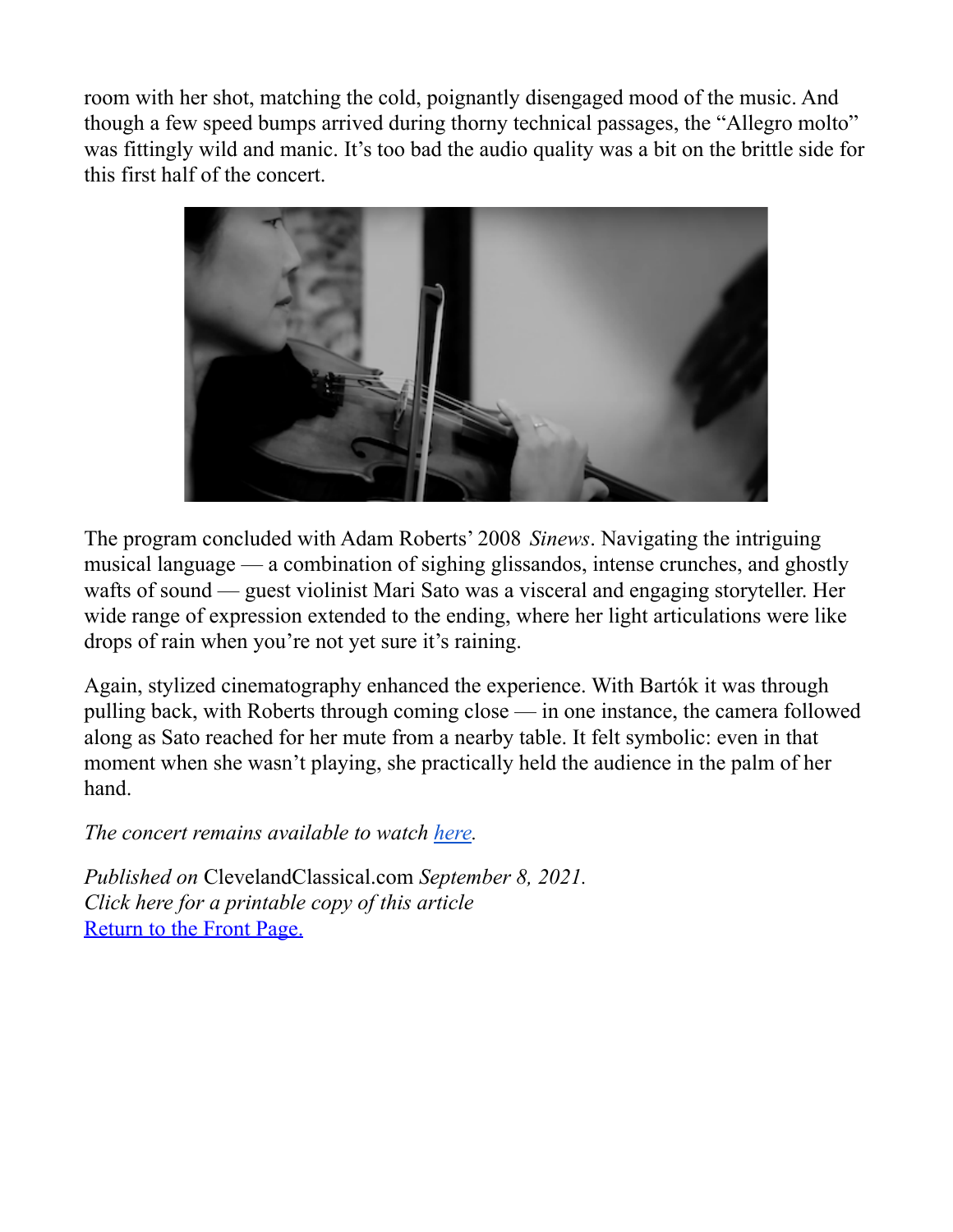room with her shot, matching the cold, poignantly disengaged mood of the music. And though a few speed bumps arrived during thorny technical passages, the "Allegro molto" was fittingly wild and manic. It's too bad the audio quality was a bit on the brittle side for this first half of the concert.

The program concluded with Adam Roberts' 2008 *Sinews*. Navigating the intriguing musical language — a combination of sighing glissandos, intense crunches, and ghostly wafts of sound — guest violinist Mari Sato was a visceral and engaging storyteller. Her wide range of expression extended to the ending, where her light articulations were like drops of rain when you're not yet sure it's raining.

Again, stylized cinematography enhanced the experience. With Bartók it was through pulling back, with Roberts through coming close — in one instance, the camera followed along as Sato reached for her mute from a nearby table. It felt symbolic: even in that moment when she wasn't playing, she practically held the audience in the palm of her hand.

*The concert remains available to watch [here](#).*

*Published on* ClevelandClassical.com *September 8, 2021.*
*Click here for a printable copy of this article*
[Return to the Front Page.](#)